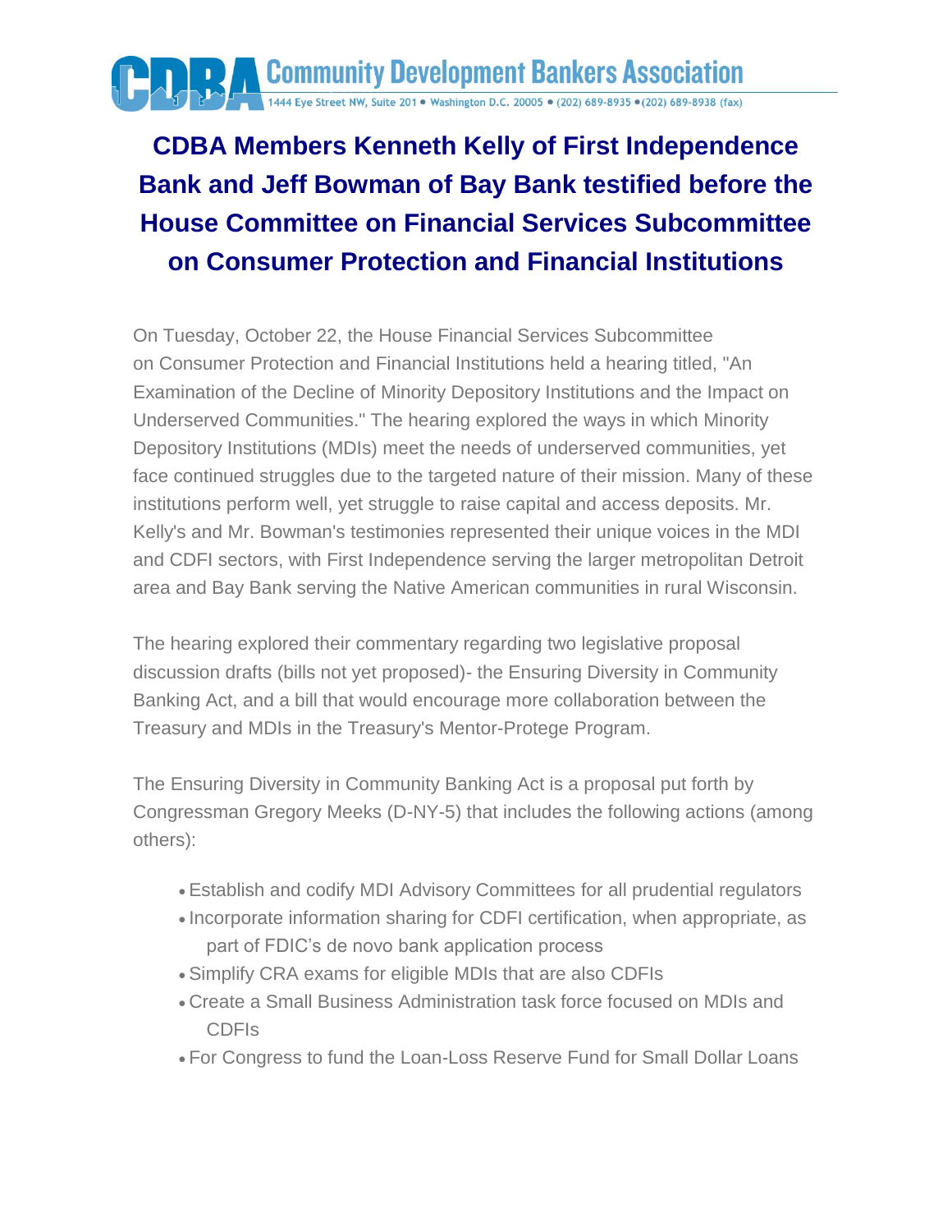Community Development Bankers Association

1444 Eye Street NW, Suite 201 • Washington D.C. 20005 • (202) 689-8935 • (202) 689-8938 (fax)

# CDBA Members Kenneth Kelly of First Independence Bank and Jeff Bowman of Bay Bank testified before the House Committee on Financial Services Subcommittee on Consumer Protection and Financial Institutions

On Tuesday, October 22, the House Financial Services Subcommittee on Consumer Protection and Financial Institutions held a hearing titled, "An Examination of the Decline of Minority Depository Institutions and the Impact on Underserved Communities." The hearing explored the ways in which Minority Depository Institutions (MDIs) meet the needs of underserved communities, yet face continued struggles due to the targeted nature of their mission. Many of these institutions perform well, yet struggle to raise capital and access deposits. Mr. Kelly's and Mr. Bowman's testimonies represented their unique voices in the MDI and CDFI sectors, with First Independence serving the larger metropolitan Detroit area and Bay Bank serving the Native American communities in rural Wisconsin.

The hearing explored their commentary regarding two legislative proposal discussion drafts (bills not yet proposed)- the Ensuring Diversity in Community Banking Act, and a bill that would encourage more collaboration between the Treasury and MDIs in the Treasury's Mentor-Protege Program.

The Ensuring Diversity in Community Banking Act is a proposal put forth by Congressman Gregory Meeks (D-NY-5) that includes the following actions (among others):

- Establish and codify MDI Advisory Committees for all prudential regulators
- Incorporate information sharing for CDFI certification, when appropriate, as part of FDIC's de novo bank application process
- Simplify CRA exams for eligible MDIs that are also CDFIs
- Create a Small Business Administration task force focused on MDIs and CDFIs
- For Congress to fund the Loan-Loss Reserve Fund for Small Dollar Loans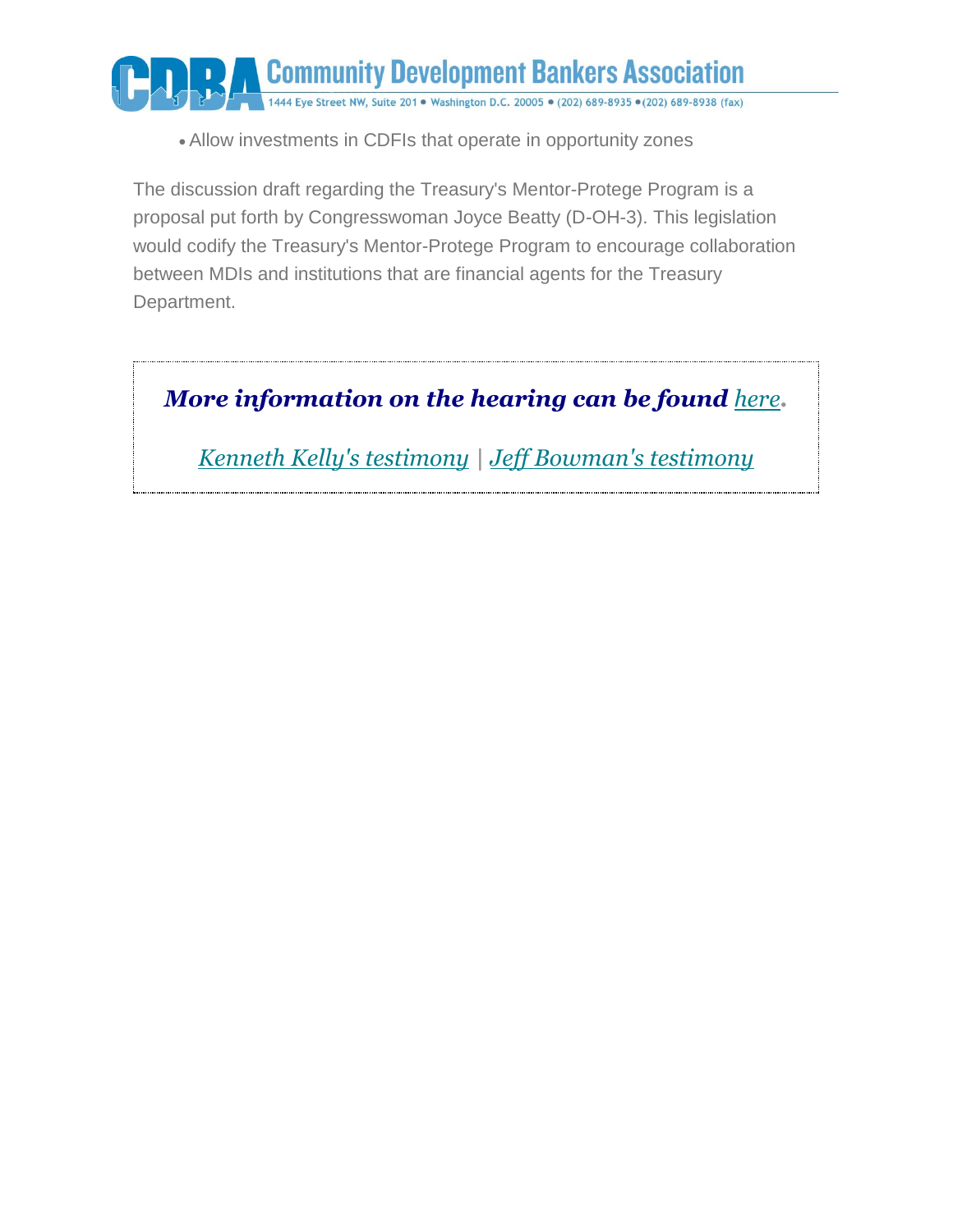- Allow investments in CDFIs that operate in opportunity zones

The discussion draft regarding the Treasury's Mentor-Protege Program is a proposal put forth by Congresswoman Joyce Beatty (D-OH-3). This legislation would codify the Treasury's Mentor-Protege Program to encourage collaboration between MDIs and institutions that are financial agents for the Treasury Department.

***More information on the hearing can be found*** *here*.

*Kenneth Kelly's testimony* | *Jeff Bowman's testimony*